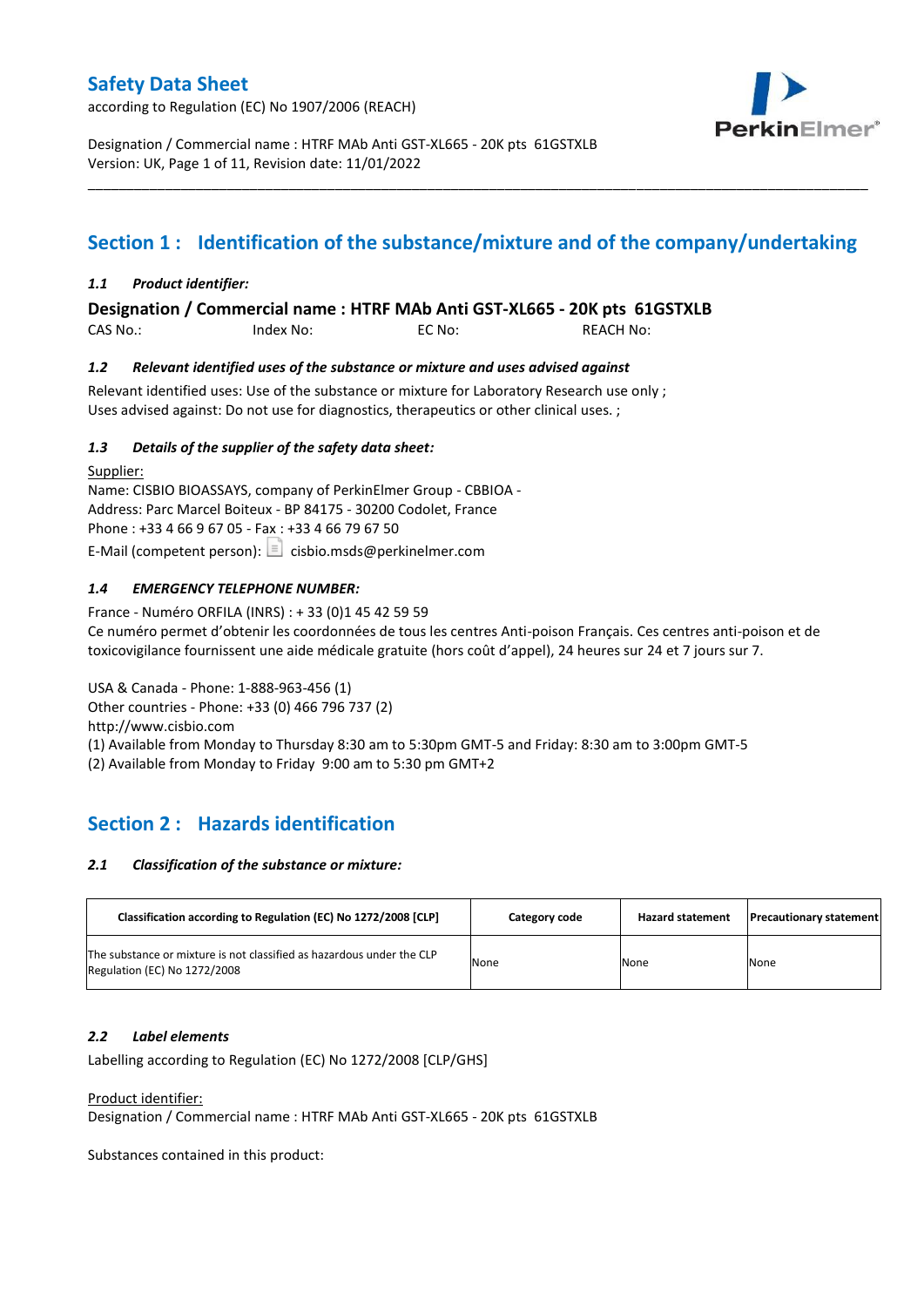# Safety Data Sheet

according to Regulation (EC) No 1907/2006 (REACH)

Designation / Commercial name : HTRF MAb Anti GST-XL665 - 20K pts 61GSTXLB
Version: UK, Page 1 of 11, Revision date: 11/01/2022

## Section 1 : Identification of the substance/mixture and of the company/undertaking

### *1.1 Product identifier:*

**Designation / Commercial name : HTRF MAb Anti GST-XL665 - 20K pts 61GSTXLB**

CAS No.: Index No: EC No: REACH No:

### *1.2 Relevant identified uses of the substance or mixture and uses advised against*

Relevant identified uses: Use of the substance or mixture for Laboratory Research use only ;
Uses advised against: Do not use for diagnostics, therapeutics or other clinical uses. ;

### *1.3 Details of the supplier of the safety data sheet:*

Supplier:
Name: CISBIO BIOASSAYS, company of PerkinElmer Group - CBBIOA -
Address: Parc Marcel Boiteux - BP 84175 - 30200 Codolet, France
Phone : +33 4 66 9 67 05 - Fax : +33 4 66 79 67 50
E-Mail (competent person): cisbio.msds@perkinelmer.com

### *1.4 EMERGENCY TELEPHONE NUMBER:*

France - Numéro ORFILA (INRS) : + 33 (0)1 45 42 59 59
Ce numéro permet d'obtenir les coordonnées de tous les centres Anti-poison Français. Ces centres anti-poison et de toxicovigilance fournissent une aide médicale gratuite (hors coût d'appel), 24 heures sur 24 et 7 jours sur 7.

USA & Canada - Phone: 1-888-963-456 (1)
Other countries - Phone: +33 (0) 466 796 737 (2)
http://www.cisbio.com
(1) Available from Monday to Thursday 8:30 am to 5:30pm GMT-5 and Friday: 8:30 am to 3:00pm GMT-5
(2) Available from Monday to Friday 9:00 am to 5:30 pm GMT+2

## Section 2 : Hazards identification

### *2.1 Classification of the substance or mixture:*

| Classification according to Regulation (EC) No 1272/2008 [CLP] | Category code | Hazard statement | Precautionary statement |
|---|---|---|---|
| The substance or mixture is not classified as hazardous under the CLP Regulation (EC) No 1272/2008 | None | None | None |

### *2.2 Label elements*

Labelling according to Regulation (EC) No 1272/2008 [CLP/GHS]

Product identifier:
Designation / Commercial name : HTRF MAb Anti GST-XL665 - 20K pts 61GSTXLB

Substances contained in this product: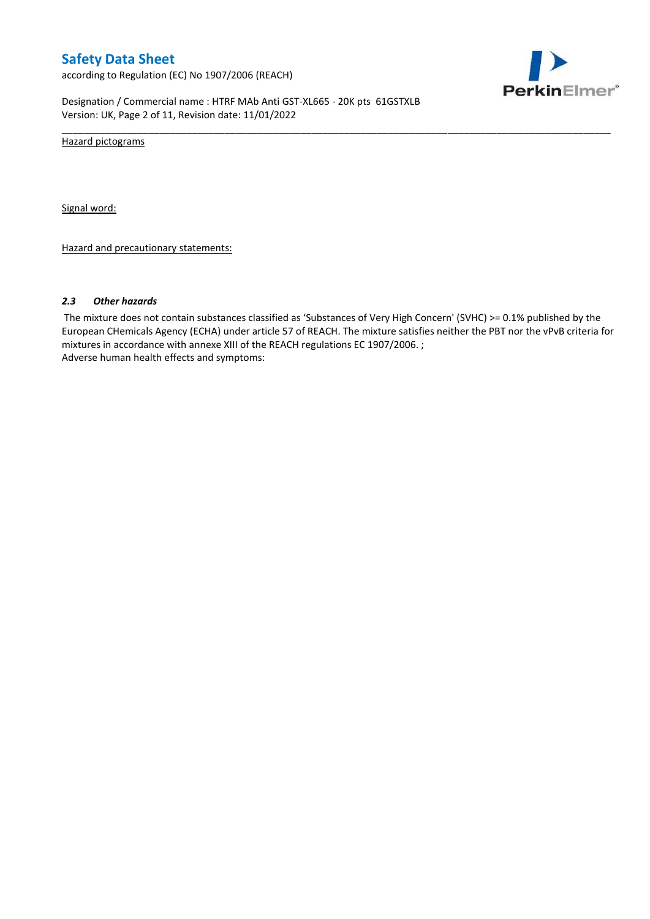Hazard pictograms

Signal word:

Hazard and precautionary statements:

### *2.3 Other hazards*

The mixture does not contain substances classified as 'Substances of Very High Concern' (SVHC) >= 0.1% published by the European CHemicals Agency (ECHA) under article 57 of REACH. The mixture satisfies neither the PBT nor the vPvB criteria for mixtures in accordance with annexe XIII of the REACH regulations EC 1907/2006. ;
Adverse human health effects and symptoms: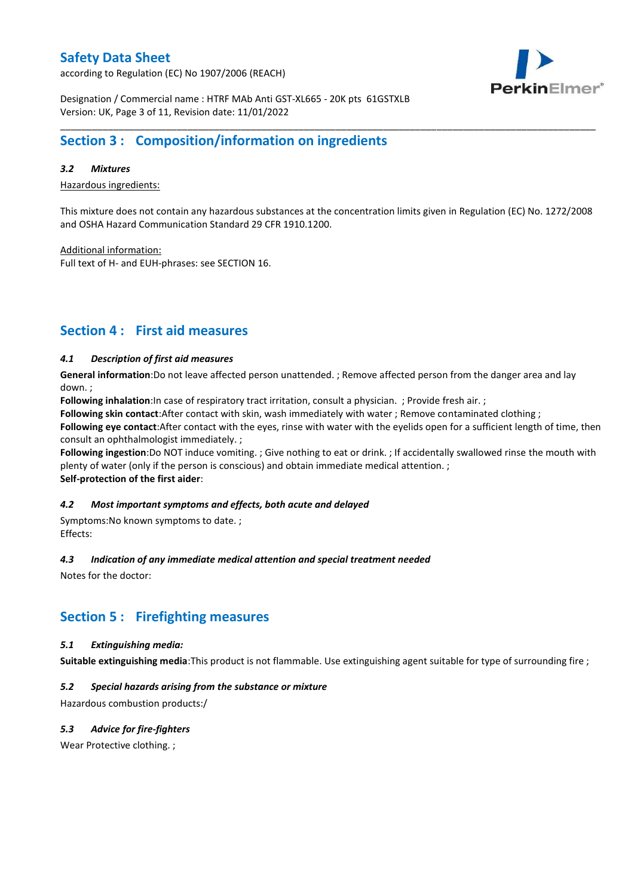## Section 3 : Composition/information on ingredients

### *3.2 Mixtures*

Hazardous ingredients:

This mixture does not contain any hazardous substances at the concentration limits given in Regulation (EC) No. 1272/2008 and OSHA Hazard Communication Standard 29 CFR 1910.1200.

Additional information:
Full text of H- and EUH-phrases: see SECTION 16.

## Section 4 : First aid measures

### *4.1 Description of first aid measures*

**General information**:Do not leave affected person unattended. ; Remove affected person from the danger area and lay down. ;
**Following inhalation**:In case of respiratory tract irritation, consult a physician. ; Provide fresh air. ;
**Following skin contact**:After contact with skin, wash immediately with water ; Remove contaminated clothing ;
**Following eye contact**:After contact with the eyes, rinse with water with the eyelids open for a sufficient length of time, then consult an ophthalmologist immediately. ;
**Following ingestion**:Do NOT induce vomiting. ; Give nothing to eat or drink. ; If accidentally swallowed rinse the mouth with plenty of water (only if the person is conscious) and obtain immediate medical attention. ;
**Self-protection of the first aider**:

### *4.2 Most important symptoms and effects, both acute and delayed*

Symptoms:No known symptoms to date. ;
Effects:

### *4.3 Indication of any immediate medical attention and special treatment needed*

Notes for the doctor:

## Section 5 : Firefighting measures

### *5.1 Extinguishing media:*

**Suitable extinguishing media**:This product is not flammable. Use extinguishing agent suitable for type of surrounding fire ;

### *5.2 Special hazards arising from the substance or mixture*

Hazardous combustion products:/

### *5.3 Advice for fire-fighters*

Wear Protective clothing. ;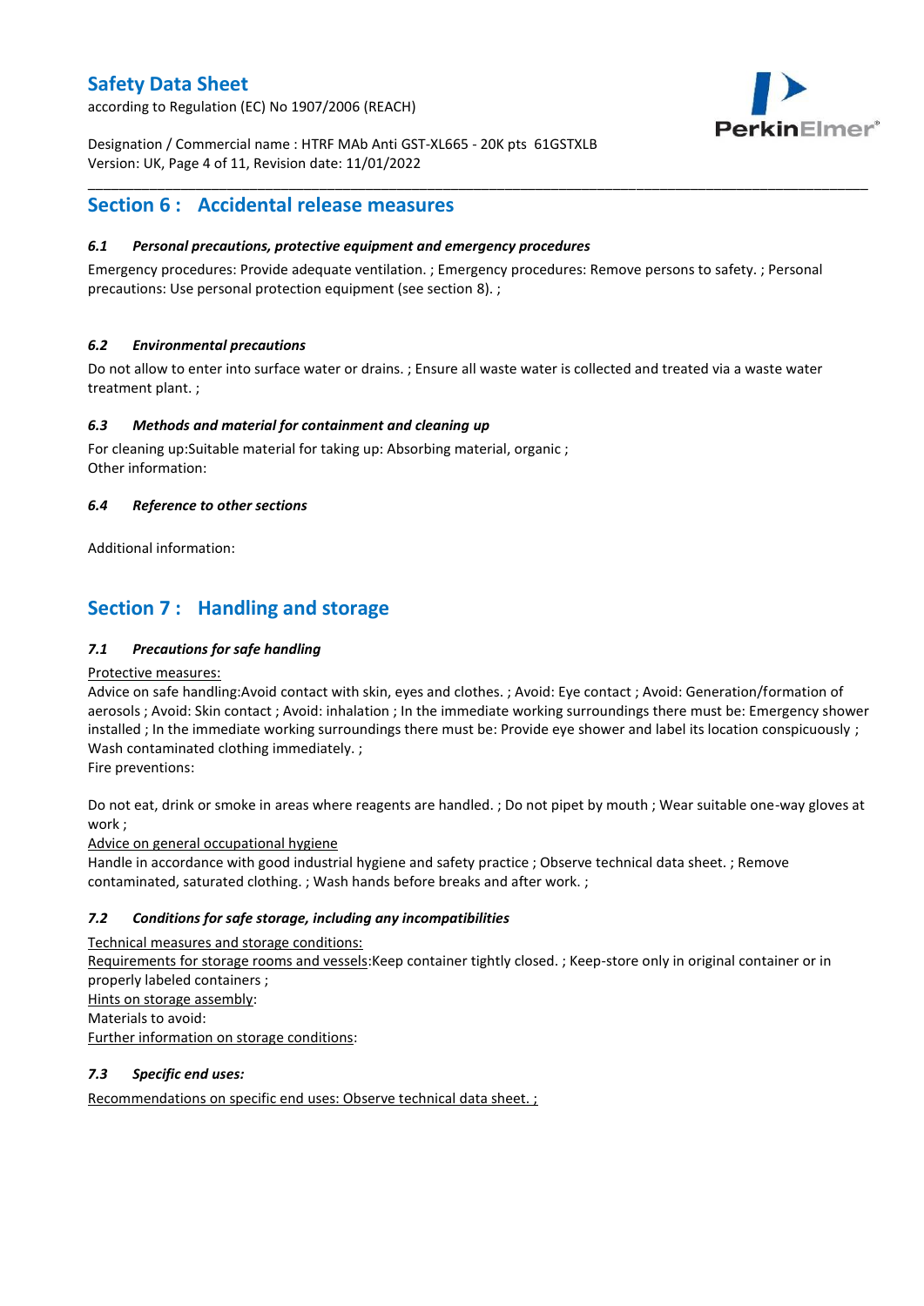## Section 6 : Accidental release measures

### *6.1 Personal precautions, protective equipment and emergency procedures*

Emergency procedures: Provide adequate ventilation. ; Emergency procedures: Remove persons to safety. ; Personal precautions: Use personal protection equipment (see section 8). ;

### *6.2 Environmental precautions*

Do not allow to enter into surface water or drains. ; Ensure all waste water is collected and treated via a waste water treatment plant. ;

### *6.3 Methods and material for containment and cleaning up*

For cleaning up:Suitable material for taking up: Absorbing material, organic ;
Other information:

### *6.4 Reference to other sections*

Additional information:

## Section 7 : Handling and storage

### *7.1 Precautions for safe handling*

<u>Protective measures:</u>
Advice on safe handling:Avoid contact with skin, eyes and clothes. ; Avoid: Eye contact ; Avoid: Generation/formation of aerosols ; Avoid: Skin contact ; Avoid: inhalation ; In the immediate working surroundings there must be: Emergency shower installed ; In the immediate working surroundings there must be: Provide eye shower and label its location conspicuously ; Wash contaminated clothing immediately. ;
Fire preventions:

Do not eat, drink or smoke in areas where reagents are handled. ; Do not pipet by mouth ; Wear suitable one-way gloves at work ;
<u>Advice on general occupational hygiene</u>
Handle in accordance with good industrial hygiene and safety practice ; Observe technical data sheet. ; Remove contaminated, saturated clothing. ; Wash hands before breaks and after work. ;

### *7.2 Conditions for safe storage, including any incompatibilities*

<u>Technical measures and storage conditions:</u>
<u>Requirements for storage rooms and vessels</u>:Keep container tightly closed. ; Keep-store only in original container or in properly labeled containers ;
<u>Hints on storage assembly</u>:
Materials to avoid:
<u>Further information on storage conditions</u>:

### *7.3 Specific end uses:*

<u>Recommendations on specific end uses: Observe technical data sheet. ;</u>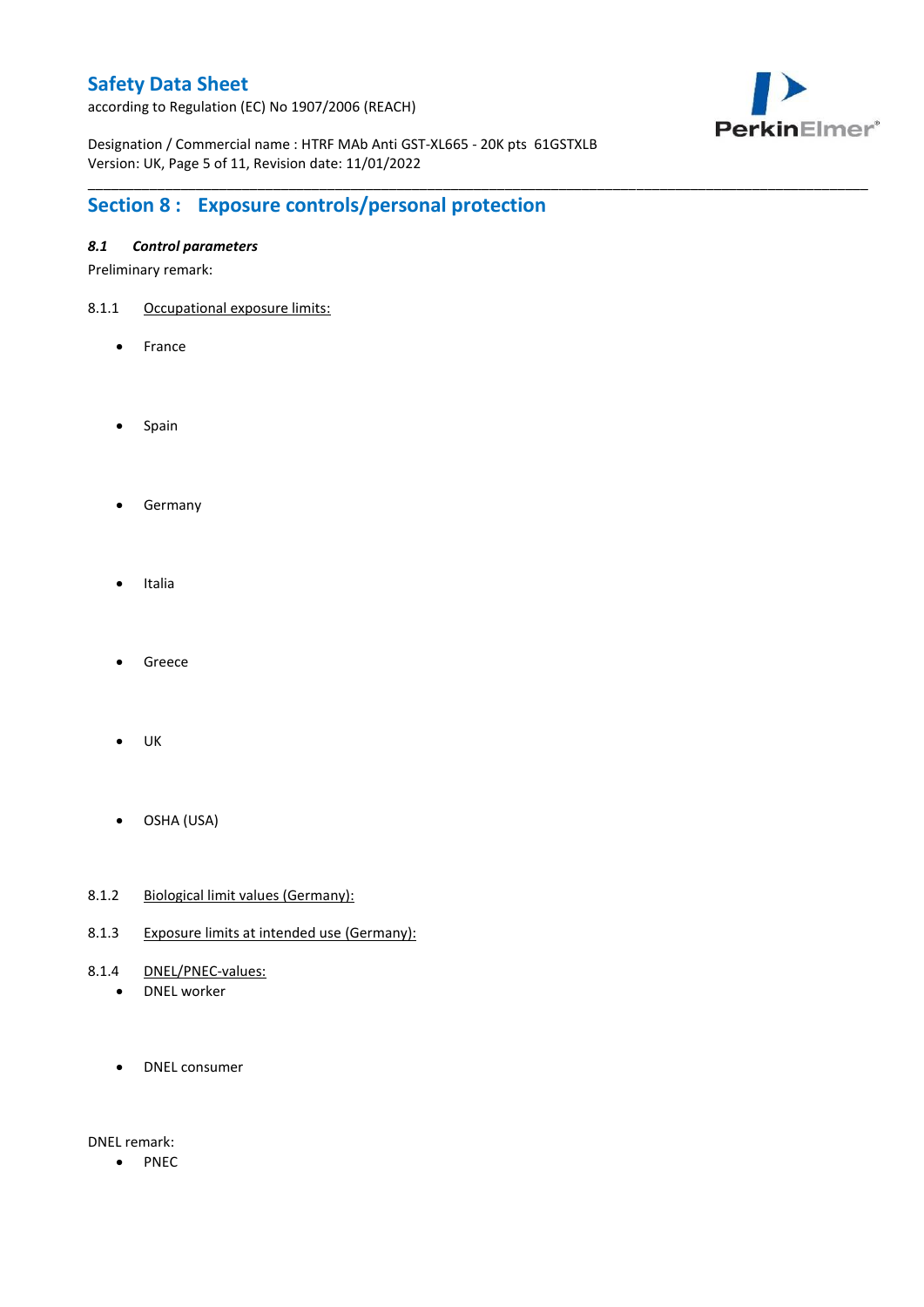## Section 8 : Exposure controls/personal protection

### *8.1 Control parameters*

Preliminary remark:

8.1.1 Occupational exposure limits:

- France

- Spain

- Germany

- Italia

- Greece

- UK

- OSHA (USA)

8.1.2 Biological limit values (Germany):

8.1.3 Exposure limits at intended use (Germany):

8.1.4 DNEL/PNEC-values:

- DNEL worker

- DNEL consumer

DNEL remark:

- PNEC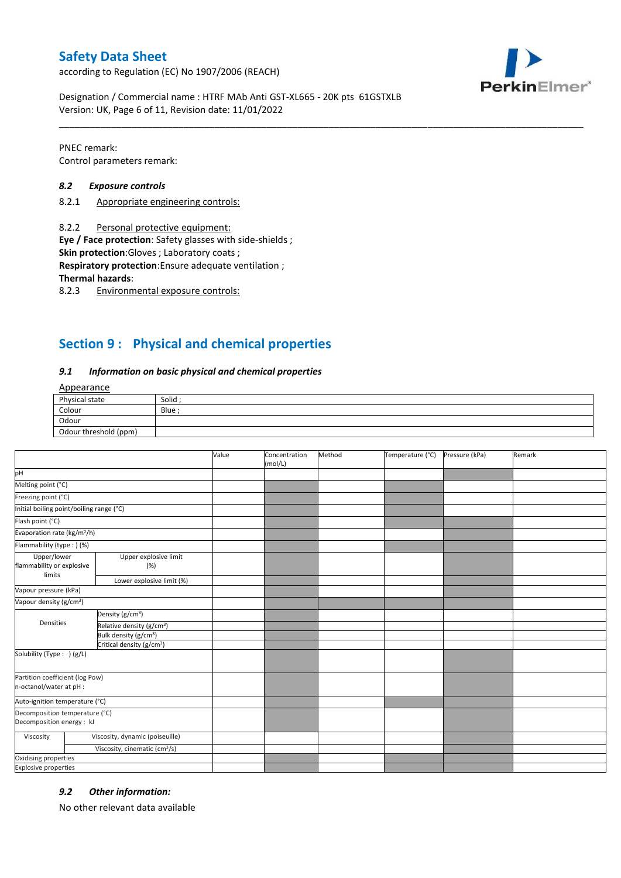PNEC remark:
Control parameters remark:

### *8.2 Exposure controls*

8.2.1 Appropriate engineering controls:

8.2.2 Personal protective equipment:

**Eye / Face protection**: Safety glasses with side-shields ;
**Skin protection**:Gloves ; Laboratory coats ;
**Respiratory protection**:Ensure adequate ventilation ;
**Thermal hazards**:

8.2.3 Environmental exposure controls:

## Section 9 : Physical and chemical properties

### *9.1 Information on basic physical and chemical properties*

Appearance

| Physical state | Solid ; |
|---|---|
| Colour | Blue ; |
| Odour | |
| Odour threshold (ppm) | |

| | | Value | Concentration (mol/L) | Method | Temperature (°C) | Pressure (kPa) | Remark |
|---|---|---|---|---|---|---|---|
| pH | | | | | | | |
| Melting point (°C) | | | | | | | |
| Freezing point (°C) | | | | | | | |
| Initial boiling point/boiling range (°C) | | | | | | | |
| Flash point (°C) | | | | | | | |
| Evaporation rate ($kg/m^2/h$) | | | | | | | |
| Flammability (type : ) (%) | | | | | | | |
| Upper/lower flammability or explosive limits | Upper explosive limit (%) | | | | | | |
| | Lower explosive limit (%) | | | | | | |
| Vapour pressure (kPa) | | | | | | | |
| Vapour density ($g/cm^3$) | | | | | | | |
| Densities | Density ($g/cm^3$) | | | | | | |
| | Relative density ($g/cm^3$) | | | | | | |
| | Bulk density ($g/cm^3$) | | | | | | |
| | Critical density ($g/cm^3$) | | | | | | |
| Solubility (Type : ) (g/L) | | | | | | | |
| Partition coefficient (log Pow) n-octanol/water at pH : | | | | | | | |
| Auto-ignition temperature (°C) | | | | | | | |
| Decomposition temperature (°C) Decomposition energy : kJ | | | | | | | |
| Viscosity | Viscosity, dynamic (poiseuille) | | | | | | |
| | Viscosity, cinematic ($cm^3/s$) | | | | | | |
| Oxidising properties | | | | | | | |
| Explosive properties | | | | | | | |

### *9.2 Other information:*

No other relevant data available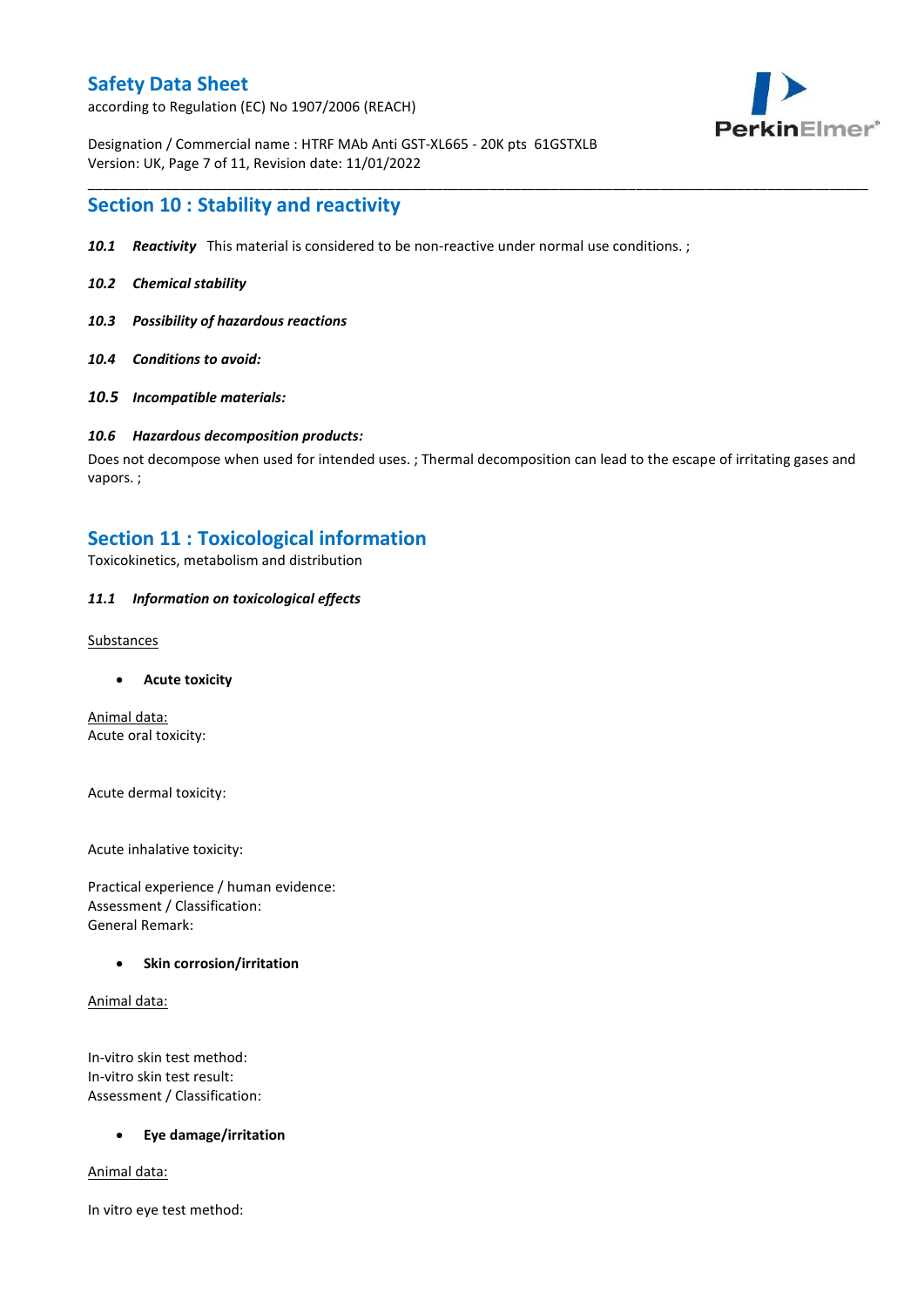## Section 10 : Stability and reactivity

***10.1 Reactivity*** This material is considered to be non-reactive under normal use conditions. ;

***10.2 Chemical stability***

***10.3 Possibility of hazardous reactions***

***10.4 Conditions to avoid:***

***10.5 Incompatible materials:***

***10.6 Hazardous decomposition products:***

Does not decompose when used for intended uses. ; Thermal decomposition can lead to the escape of irritating gases and vapors. ;

## Section 11 : Toxicological information

Toxicokinetics, metabolism and distribution

***11.1 Information on toxicological effects***

Substances

- **Acute toxicity**

Animal data:
Acute oral toxicity:

Acute dermal toxicity:

Acute inhalative toxicity:

Practical experience / human evidence:
Assessment / Classification:
General Remark:

- **Skin corrosion/irritation**

Animal data:

In-vitro skin test method:
In-vitro skin test result:
Assessment / Classification:

- **Eye damage/irritation**

Animal data:

In vitro eye test method: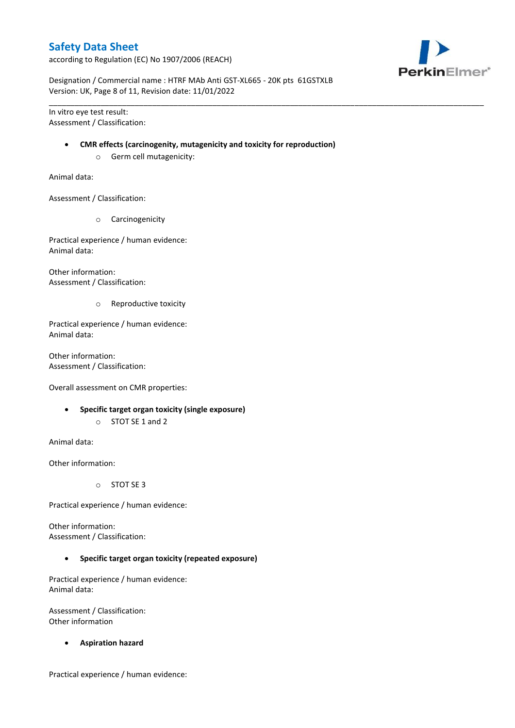In vitro eye test result:
Assessment / Classification:

- **CMR effects (carcinogenity, mutagenicity and toxicity for reproduction)**
  - Germ cell mutagenicity:

Animal data:

Assessment / Classification:

  - Carcinogenicity

Practical experience / human evidence:
Animal data:

Other information:
Assessment / Classification:

  - Reproductive toxicity

Practical experience / human evidence:
Animal data:

Other information:
Assessment / Classification:

Overall assessment on CMR properties:

- **Specific target organ toxicity (single exposure)**
  - STOT SE 1 and 2

Animal data:

Other information:

  - STOT SE 3

Practical experience / human evidence:

Other information:
Assessment / Classification:

- **Specific target organ toxicity (repeated exposure)**

Practical experience / human evidence:
Animal data:

Assessment / Classification:
Other information

- **Aspiration hazard**

Practical experience / human evidence: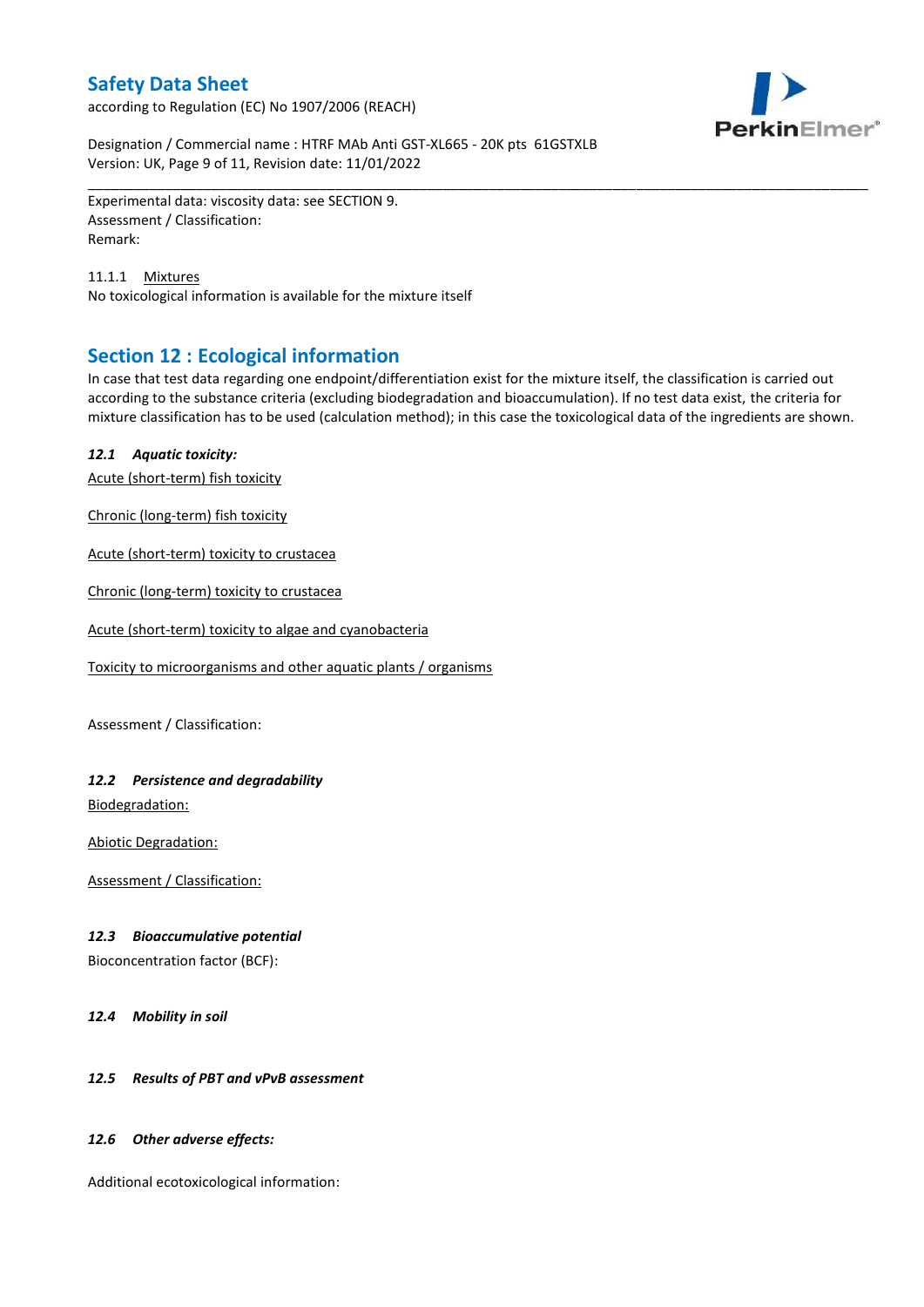Experimental data: viscosity data: see SECTION 9.
Assessment / Classification:
Remark:

11.1.1 Mixtures
No toxicological information is available for the mixture itself

## Section 12 : Ecological information

In case that test data regarding one endpoint/differentiation exist for the mixture itself, the classification is carried out according to the substance criteria (excluding biodegradation and bioaccumulation). If no test data exist, the criteria for mixture classification has to be used (calculation method); in this case the toxicological data of the ingredients are shown.

***12.1 Aquatic toxicity:***

Acute (short-term) fish toxicity

Chronic (long-term) fish toxicity

Acute (short-term) toxicity to crustacea

Chronic (long-term) toxicity to crustacea

Acute (short-term) toxicity to algae and cyanobacteria

Toxicity to microorganisms and other aquatic plants / organisms

Assessment / Classification:

***12.2 Persistence and degradability***

Biodegradation:

Abiotic Degradation:

Assessment / Classification:

***12.3 Bioaccumulative potential***

Bioconcentration factor (BCF):

***12.4 Mobility in soil***

***12.5 Results of PBT and vPvB assessment***

***12.6 Other adverse effects:***

Additional ecotoxicological information: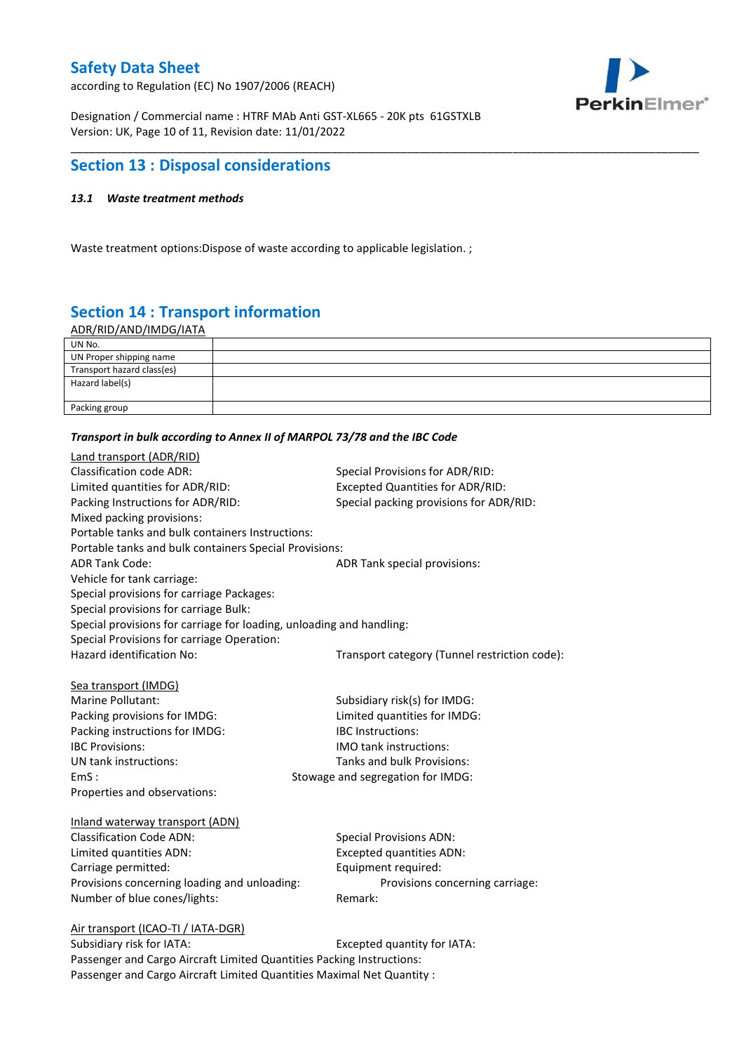## Section 13 : Disposal considerations

### *13.1 Waste treatment methods*

Waste treatment options:Dispose of waste according to applicable legislation. ;

## Section 14 : Transport information

ADR/RID/AND/IMDG/IATA

| UN No. | |
|---|---|
| UN Proper shipping name | |
| Transport hazard class(es) | |
| Hazard label(s) | |
| Packing group | |

***Transport in bulk according to Annex II of MARPOL 73/78 and the IBC Code***

Land transport (ADR/RID)

Classification code ADR:
Special Provisions for ADR/RID:
Limited quantities for ADR/RID:
Excepted Quantities for ADR/RID:
Packing Instructions for ADR/RID:
Special packing provisions for ADR/RID:
Mixed packing provisions:
Portable tanks and bulk containers Instructions:
Portable tanks and bulk containers Special Provisions:
ADR Tank Code:
ADR Tank special provisions:
Vehicle for tank carriage:
Special provisions for carriage Packages:
Special provisions for carriage Bulk:
Special provisions for carriage for loading, unloading and handling:
Special Provisions for carriage Operation:
Hazard identification No:
Transport category (Tunnel restriction code):

Sea transport (IMDG)

Marine Pollutant:
Subsidiary risk(s) for IMDG:
Packing provisions for IMDG:
Limited quantities for IMDG:
Packing instructions for IMDG:
IBC Instructions:
IBC Provisions:
IMO tank instructions:
UN tank instructions:
Tanks and bulk Provisions:
EmS :
Stowage and segregation for IMDG:
Properties and observations:

Inland waterway transport (ADN)

Classification Code ADN:
Special Provisions ADN:
Limited quantities ADN:
Excepted quantities ADN:
Carriage permitted:
Equipment required:
Provisions concerning loading and unloading:
Provisions concerning carriage:
Number of blue cones/lights:
Remark:

Air transport (ICAO-TI / IATA-DGR)

Subsidiary risk for IATA:
Excepted quantity for IATA:
Passenger and Cargo Aircraft Limited Quantities Packing Instructions:
Passenger and Cargo Aircraft Limited Quantities Maximal Net Quantity :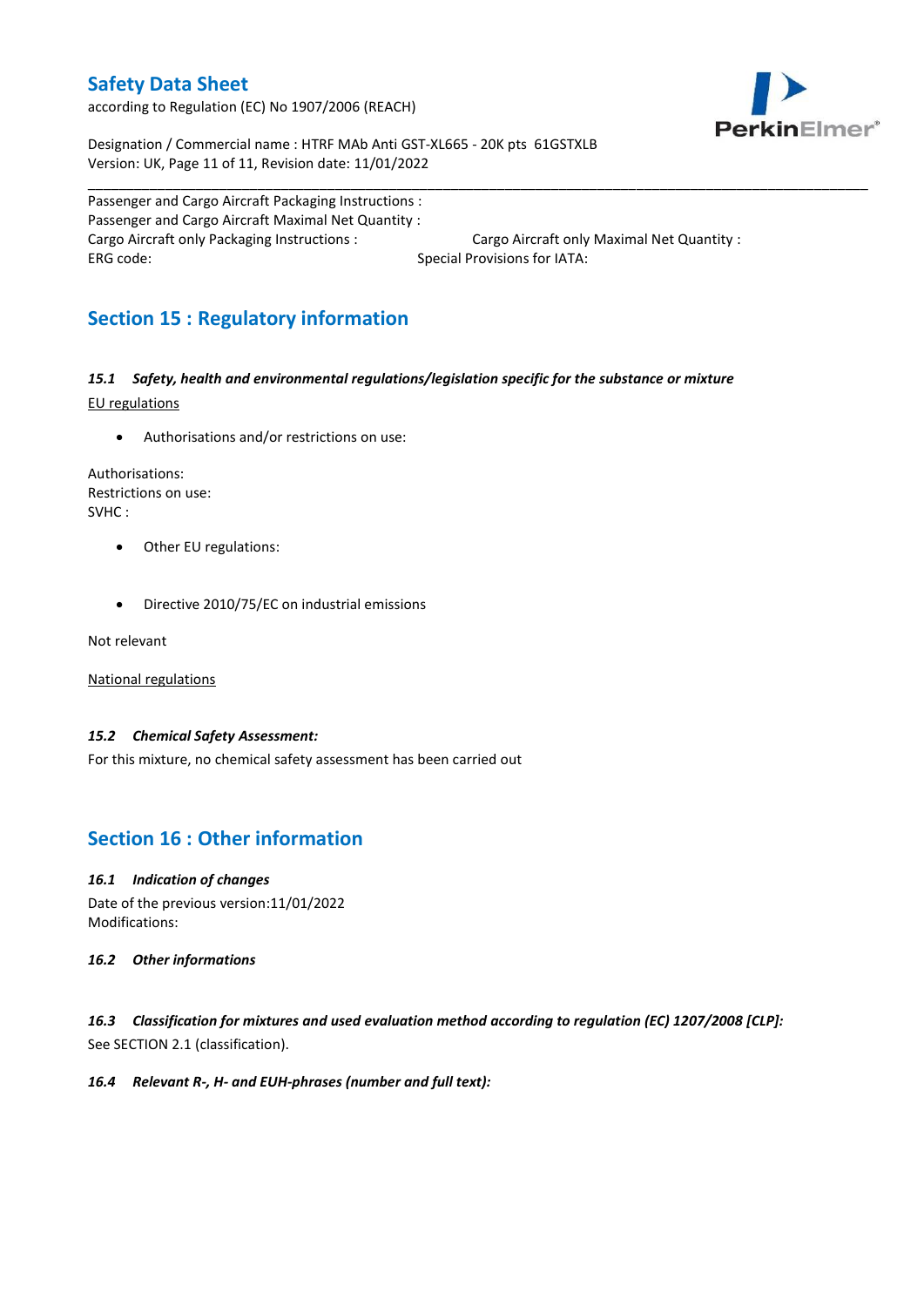Passenger and Cargo Aircraft Packaging Instructions :
Passenger and Cargo Aircraft Maximal Net Quantity :
Cargo Aircraft only Packaging Instructions : Cargo Aircraft only Maximal Net Quantity :
ERG code: Special Provisions for IATA:

## Section 15 : Regulatory information

### *15.1 Safety, health and environmental regulations/legislation specific for the substance or mixture*

EU regulations

- Authorisations and/or restrictions on use:

Authorisations:
Restrictions on use:
SVHC :

- Other EU regulations:

- Directive 2010/75/EC on industrial emissions

Not relevant

National regulations

### *15.2 Chemical Safety Assessment:*

For this mixture, no chemical safety assessment has been carried out

## Section 16 : Other information

### *16.1 Indication of changes*

Date of the previous version:11/01/2022
Modifications:

### *16.2 Other informations*

### *16.3 Classification for mixtures and used evaluation method according to regulation (EC) 1207/2008 [CLP]:*

See SECTION 2.1 (classification).

### *16.4 Relevant R-, H- and EUH-phrases (number and full text):*